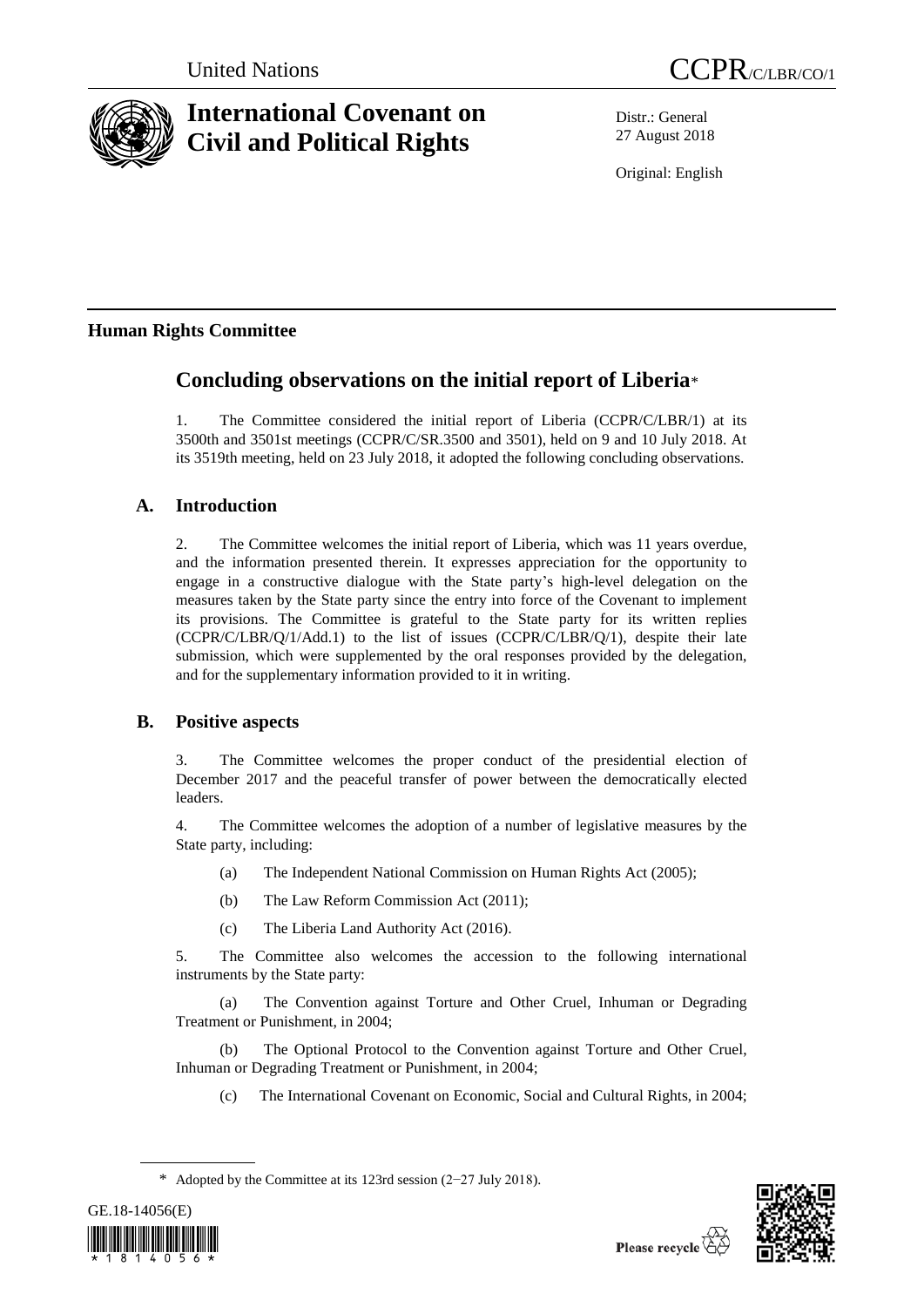United Nations CCPR/C/LBR/CO/1

# International Covenant on Civil and Political Rights

Distr.: General
27 August 2018

Original: English

## Human Rights Committee

# Concluding observations on the initial report of Liberia*

1. The Committee considered the initial report of Liberia (CCPR/C/LBR/1) at its 3500th and 3501st meetings (CCPR/C/SR.3500 and 3501), held on 9 and 10 July 2018. At its 3519th meeting, held on 23 July 2018, it adopted the following concluding observations.

## A. Introduction

2. The Committee welcomes the initial report of Liberia, which was 11 years overdue, and the information presented therein. It expresses appreciation for the opportunity to engage in a constructive dialogue with the State party's high-level delegation on the measures taken by the State party since the entry into force of the Covenant to implement its provisions. The Committee is grateful to the State party for its written replies (CCPR/C/LBR/Q/1/Add.1) to the list of issues (CCPR/C/LBR/Q/1), despite their late submission, which were supplemented by the oral responses provided by the delegation, and for the supplementary information provided to it in writing.

## B. Positive aspects

3. The Committee welcomes the proper conduct of the presidential election of December 2017 and the peaceful transfer of power between the democratically elected leaders.

4. The Committee welcomes the adoption of a number of legislative measures by the State party, including:

(a) The Independent National Commission on Human Rights Act (2005);

(b) The Law Reform Commission Act (2011);

(c) The Liberia Land Authority Act (2016).

5. The Committee also welcomes the accession to the following international instruments by the State party:

(a) The Convention against Torture and Other Cruel, Inhuman or Degrading Treatment or Punishment, in 2004;

(b) The Optional Protocol to the Convention against Torture and Other Cruel, Inhuman or Degrading Treatment or Punishment, in 2004;

(c) The International Covenant on Economic, Social and Cultural Rights, in 2004;

\* Adopted by the Committee at its 123rd session (2–27 July 2018).

GE.18-14056(E)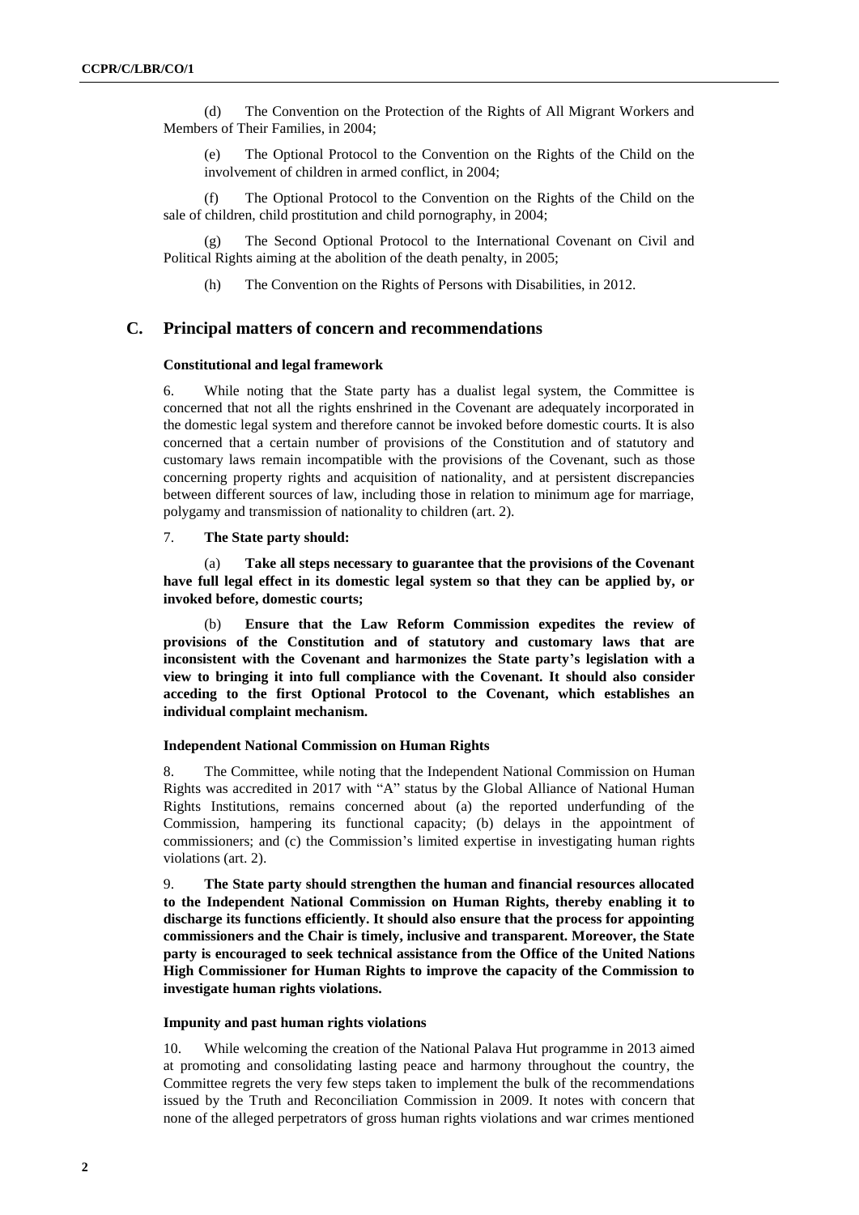(d) The Convention on the Protection of the Rights of All Migrant Workers and Members of Their Families, in 2004;

(e) The Optional Protocol to the Convention on the Rights of the Child on the involvement of children in armed conflict, in 2004;

(f) The Optional Protocol to the Convention on the Rights of the Child on the sale of children, child prostitution and child pornography, in 2004;

(g) The Second Optional Protocol to the International Covenant on Civil and Political Rights aiming at the abolition of the death penalty, in 2005;

(h) The Convention on the Rights of Persons with Disabilities, in 2012.

## C. Principal matters of concern and recommendations

### Constitutional and legal framework

6. While noting that the State party has a dualist legal system, the Committee is concerned that not all the rights enshrined in the Covenant are adequately incorporated in the domestic legal system and therefore cannot be invoked before domestic courts. It is also concerned that a certain number of provisions of the Constitution and of statutory and customary laws remain incompatible with the provisions of the Covenant, such as those concerning property rights and acquisition of nationality, and at persistent discrepancies between different sources of law, including those in relation to minimum age for marriage, polygamy and transmission of nationality to children (art. 2).

7. **The State party should:**

(a) **Take all steps necessary to guarantee that the provisions of the Covenant have full legal effect in its domestic legal system so that they can be applied by, or invoked before, domestic courts;**

(b) **Ensure that the Law Reform Commission expedites the review of provisions of the Constitution and of statutory and customary laws that are inconsistent with the Covenant and harmonizes the State party's legislation with a view to bringing it into full compliance with the Covenant. It should also consider acceding to the first Optional Protocol to the Covenant, which establishes an individual complaint mechanism.**

### Independent National Commission on Human Rights

8. The Committee, while noting that the Independent National Commission on Human Rights was accredited in 2017 with "A" status by the Global Alliance of National Human Rights Institutions, remains concerned about (a) the reported underfunding of the Commission, hampering its functional capacity; (b) delays in the appointment of commissioners; and (c) the Commission's limited expertise in investigating human rights violations (art. 2).

9. **The State party should strengthen the human and financial resources allocated to the Independent National Commission on Human Rights, thereby enabling it to discharge its functions efficiently. It should also ensure that the process for appointing commissioners and the Chair is timely, inclusive and transparent. Moreover, the State party is encouraged to seek technical assistance from the Office of the United Nations High Commissioner for Human Rights to improve the capacity of the Commission to investigate human rights violations.**

### Impunity and past human rights violations

10. While welcoming the creation of the National Palava Hut programme in 2013 aimed at promoting and consolidating lasting peace and harmony throughout the country, the Committee regrets the very few steps taken to implement the bulk of the recommendations issued by the Truth and Reconciliation Commission in 2009. It notes with concern that none of the alleged perpetrators of gross human rights violations and war crimes mentioned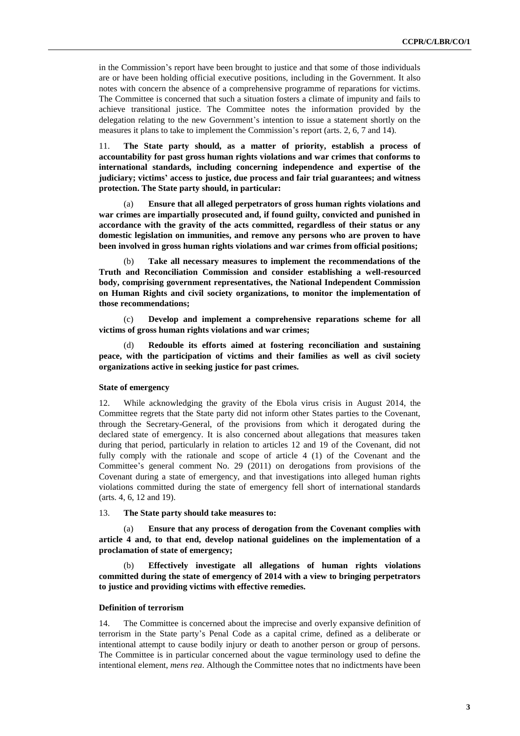in the Commission's report have been brought to justice and that some of those individuals are or have been holding official executive positions, including in the Government. It also notes with concern the absence of a comprehensive programme of reparations for victims. The Committee is concerned that such a situation fosters a climate of impunity and fails to achieve transitional justice. The Committee notes the information provided by the delegation relating to the new Government's intention to issue a statement shortly on the measures it plans to take to implement the Commission's report (arts. 2, 6, 7 and 14).

11. **The State party should, as a matter of priority, establish a process of accountability for past gross human rights violations and war crimes that conforms to international standards, including concerning independence and expertise of the judiciary; victims' access to justice, due process and fair trial guarantees; and witness protection. The State party should, in particular:**

(a) **Ensure that all alleged perpetrators of gross human rights violations and war crimes are impartially prosecuted and, if found guilty, convicted and punished in accordance with the gravity of the acts committed, regardless of their status or any domestic legislation on immunities, and remove any persons who are proven to have been involved in gross human rights violations and war crimes from official positions;**

(b) **Take all necessary measures to implement the recommendations of the Truth and Reconciliation Commission and consider establishing a well-resourced body, comprising government representatives, the National Independent Commission on Human Rights and civil society organizations, to monitor the implementation of those recommendations;**

(c) **Develop and implement a comprehensive reparations scheme for all victims of gross human rights violations and war crimes;**

(d) **Redouble its efforts aimed at fostering reconciliation and sustaining peace, with the participation of victims and their families as well as civil society organizations active in seeking justice for past crimes.**

### State of emergency

12. While acknowledging the gravity of the Ebola virus crisis in August 2014, the Committee regrets that the State party did not inform other States parties to the Covenant, through the Secretary-General, of the provisions from which it derogated during the declared state of emergency. It is also concerned about allegations that measures taken during that period, particularly in relation to articles 12 and 19 of the Covenant, did not fully comply with the rationale and scope of article 4 (1) of the Covenant and the Committee's general comment No. 29 (2011) on derogations from provisions of the Covenant during a state of emergency, and that investigations into alleged human rights violations committed during the state of emergency fell short of international standards (arts. 4, 6, 12 and 19).

13. **The State party should take measures to:**

(a) **Ensure that any process of derogation from the Covenant complies with article 4 and, to that end, develop national guidelines on the implementation of a proclamation of state of emergency;**

(b) **Effectively investigate all allegations of human rights violations committed during the state of emergency of 2014 with a view to bringing perpetrators to justice and providing victims with effective remedies.**

### Definition of terrorism

14. The Committee is concerned about the imprecise and overly expansive definition of terrorism in the State party's Penal Code as a capital crime, defined as a deliberate or intentional attempt to cause bodily injury or death to another person or group of persons. The Committee is in particular concerned about the vague terminology used to define the intentional element, *mens rea*. Although the Committee notes that no indictments have been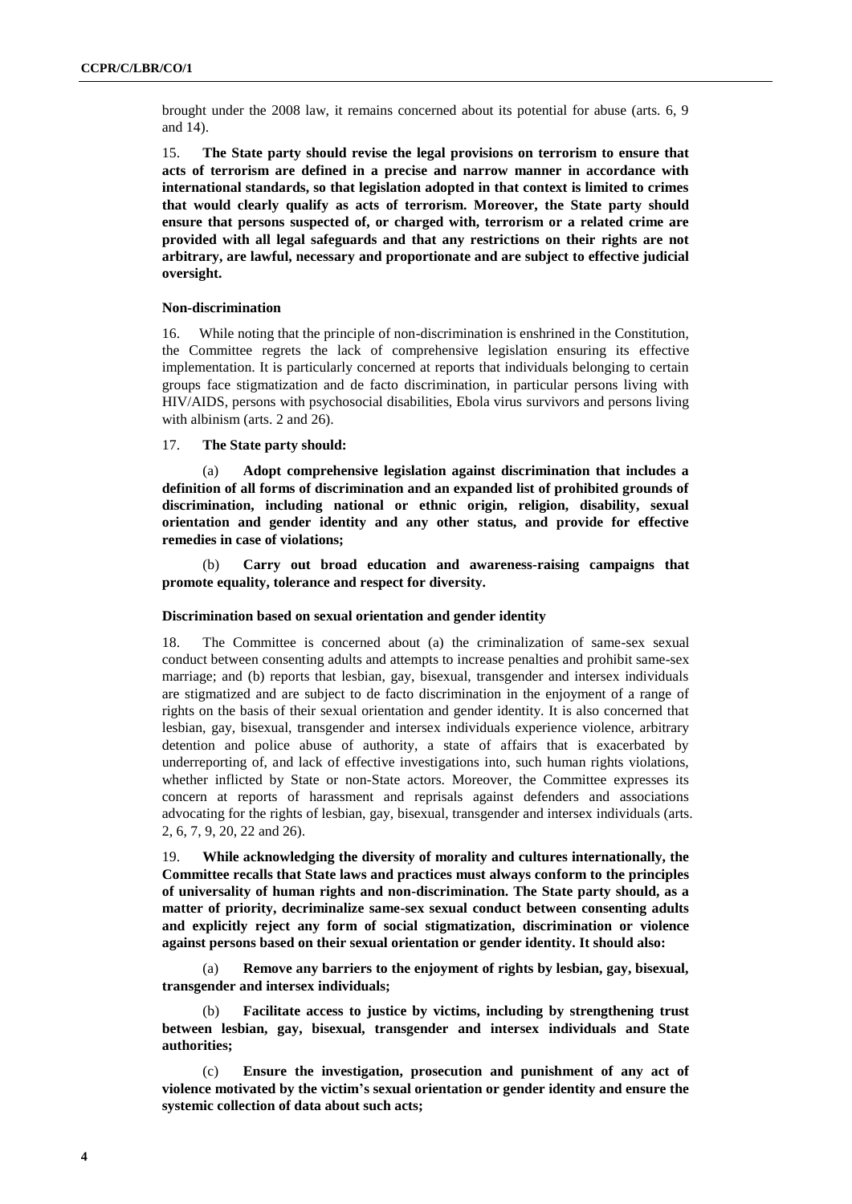brought under the 2008 law, it remains concerned about its potential for abuse (arts. 6, 9 and 14).

15. **The State party should revise the legal provisions on terrorism to ensure that acts of terrorism are defined in a precise and narrow manner in accordance with international standards, so that legislation adopted in that context is limited to crimes that would clearly qualify as acts of terrorism. Moreover, the State party should ensure that persons suspected of, or charged with, terrorism or a related crime are provided with all legal safeguards and that any restrictions on their rights are not arbitrary, are lawful, necessary and proportionate and are subject to effective judicial oversight.**

### Non-discrimination

16. While noting that the principle of non-discrimination is enshrined in the Constitution, the Committee regrets the lack of comprehensive legislation ensuring its effective implementation. It is particularly concerned at reports that individuals belonging to certain groups face stigmatization and de facto discrimination, in particular persons living with HIV/AIDS, persons with psychosocial disabilities, Ebola virus survivors and persons living with albinism (arts. 2 and 26).

17. **The State party should:**

(a) **Adopt comprehensive legislation against discrimination that includes a definition of all forms of discrimination and an expanded list of prohibited grounds of discrimination, including national or ethnic origin, religion, disability, sexual orientation and gender identity and any other status, and provide for effective remedies in case of violations;**

(b) **Carry out broad education and awareness-raising campaigns that promote equality, tolerance and respect for diversity.**

### Discrimination based on sexual orientation and gender identity

18. The Committee is concerned about (a) the criminalization of same-sex sexual conduct between consenting adults and attempts to increase penalties and prohibit same-sex marriage; and (b) reports that lesbian, gay, bisexual, transgender and intersex individuals are stigmatized and are subject to de facto discrimination in the enjoyment of a range of rights on the basis of their sexual orientation and gender identity. It is also concerned that lesbian, gay, bisexual, transgender and intersex individuals experience violence, arbitrary detention and police abuse of authority, a state of affairs that is exacerbated by underreporting of, and lack of effective investigations into, such human rights violations, whether inflicted by State or non-State actors. Moreover, the Committee expresses its concern at reports of harassment and reprisals against defenders and associations advocating for the rights of lesbian, gay, bisexual, transgender and intersex individuals (arts. 2, 6, 7, 9, 20, 22 and 26).

19. **While acknowledging the diversity of morality and cultures internationally, the Committee recalls that State laws and practices must always conform to the principles of universality of human rights and non-discrimination. The State party should, as a matter of priority, decriminalize same-sex sexual conduct between consenting adults and explicitly reject any form of social stigmatization, discrimination or violence against persons based on their sexual orientation or gender identity. It should also:**

(a) **Remove any barriers to the enjoyment of rights by lesbian, gay, bisexual, transgender and intersex individuals;**

(b) **Facilitate access to justice by victims, including by strengthening trust between lesbian, gay, bisexual, transgender and intersex individuals and State authorities;**

(c) **Ensure the investigation, prosecution and punishment of any act of violence motivated by the victim's sexual orientation or gender identity and ensure the systemic collection of data about such acts;**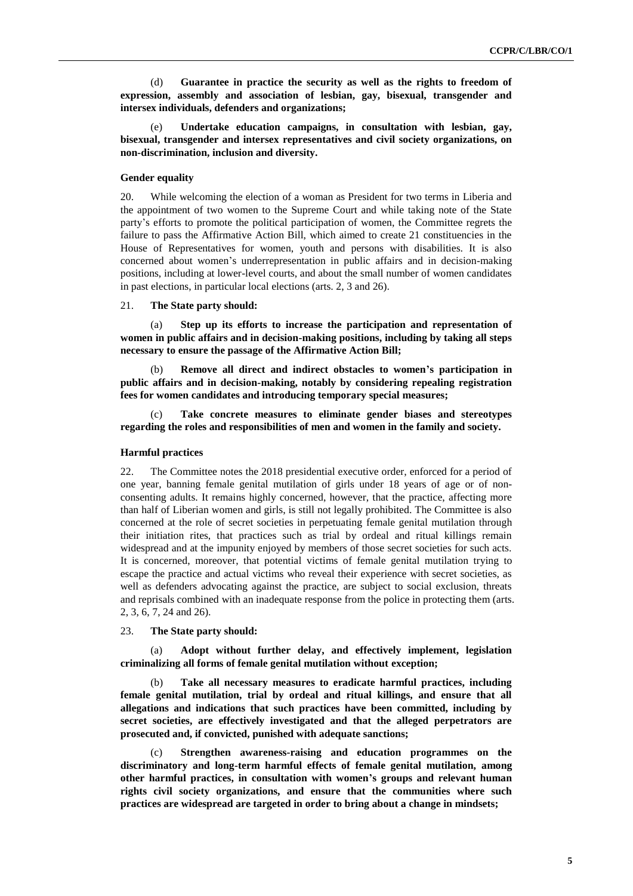(d) **Guarantee in practice the security as well as the rights to freedom of expression, assembly and association of lesbian, gay, bisexual, transgender and intersex individuals, defenders and organizations;**

(e) **Undertake education campaigns, in consultation with lesbian, gay, bisexual, transgender and intersex representatives and civil society organizations, on non-discrimination, inclusion and diversity.**

### Gender equality

20. While welcoming the election of a woman as President for two terms in Liberia and the appointment of two women to the Supreme Court and while taking note of the State party's efforts to promote the political participation of women, the Committee regrets the failure to pass the Affirmative Action Bill, which aimed to create 21 constituencies in the House of Representatives for women, youth and persons with disabilities. It is also concerned about women's underrepresentation in public affairs and in decision-making positions, including at lower-level courts, and about the small number of women candidates in past elections, in particular local elections (arts. 2, 3 and 26).

21. **The State party should:**

(a) **Step up its efforts to increase the participation and representation of women in public affairs and in decision-making positions, including by taking all steps necessary to ensure the passage of the Affirmative Action Bill;**

(b) **Remove all direct and indirect obstacles to women's participation in public affairs and in decision-making, notably by considering repealing registration fees for women candidates and introducing temporary special measures;**

(c) **Take concrete measures to eliminate gender biases and stereotypes regarding the roles and responsibilities of men and women in the family and society.**

### Harmful practices

22. The Committee notes the 2018 presidential executive order, enforced for a period of one year, banning female genital mutilation of girls under 18 years of age or of non-consenting adults. It remains highly concerned, however, that the practice, affecting more than half of Liberian women and girls, is still not legally prohibited. The Committee is also concerned at the role of secret societies in perpetuating female genital mutilation through their initiation rites, that practices such as trial by ordeal and ritual killings remain widespread and at the impunity enjoyed by members of those secret societies for such acts. It is concerned, moreover, that potential victims of female genital mutilation trying to escape the practice and actual victims who reveal their experience with secret societies, as well as defenders advocating against the practice, are subject to social exclusion, threats and reprisals combined with an inadequate response from the police in protecting them (arts. 2, 3, 6, 7, 24 and 26).

23. **The State party should:**

(a) **Adopt without further delay, and effectively implement, legislation criminalizing all forms of female genital mutilation without exception;**

(b) **Take all necessary measures to eradicate harmful practices, including female genital mutilation, trial by ordeal and ritual killings, and ensure that all allegations and indications that such practices have been committed, including by secret societies, are effectively investigated and that the alleged perpetrators are prosecuted and, if convicted, punished with adequate sanctions;**

(c) **Strengthen awareness-raising and education programmes on the discriminatory and long-term harmful effects of female genital mutilation, among other harmful practices, in consultation with women's groups and relevant human rights civil society organizations, and ensure that the communities where such practices are widespread are targeted in order to bring about a change in mindsets;**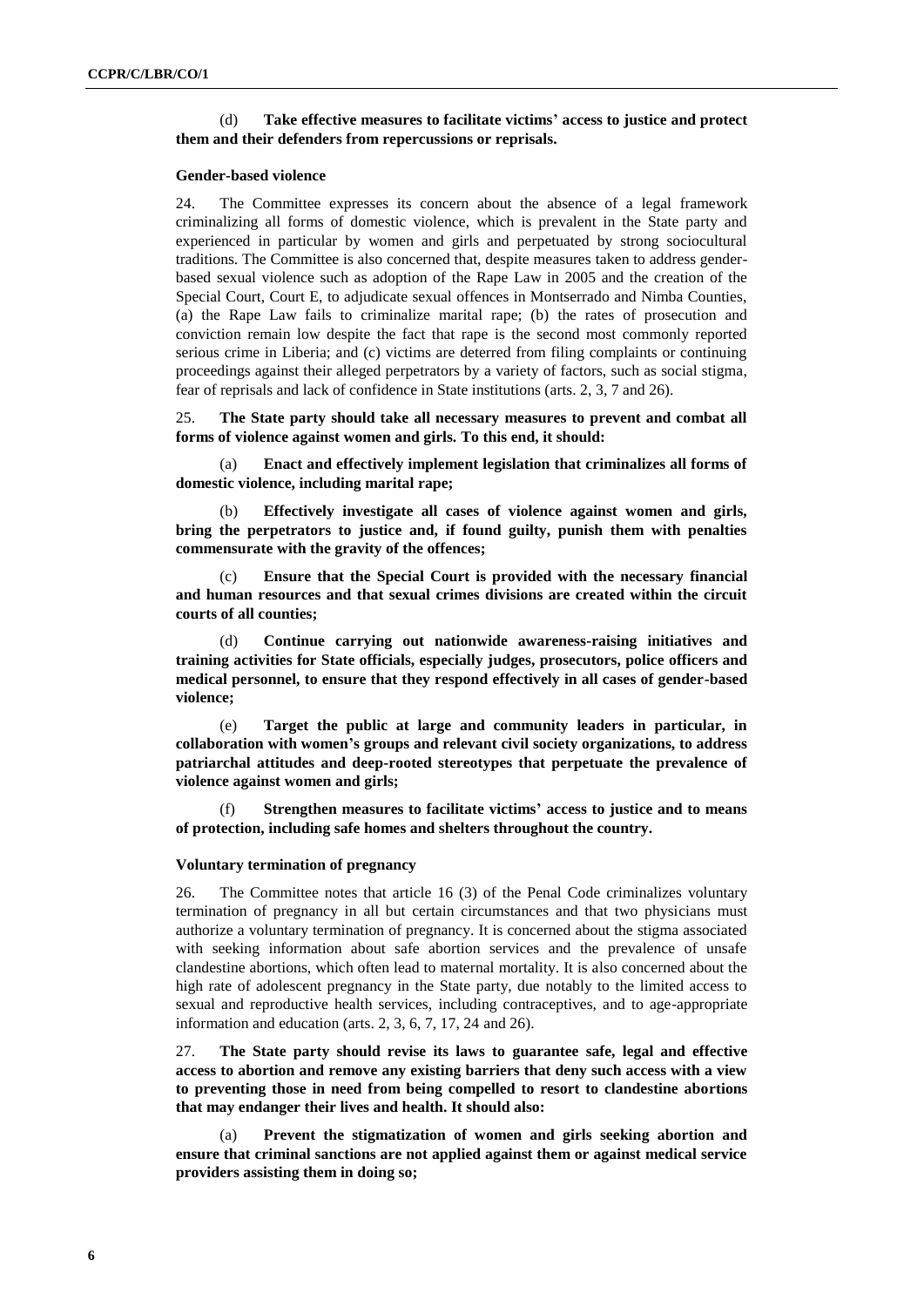(d) **Take effective measures to facilitate victims' access to justice and protect them and their defenders from repercussions or reprisals.**

### Gender-based violence

24. The Committee expresses its concern about the absence of a legal framework criminalizing all forms of domestic violence, which is prevalent in the State party and experienced in particular by women and girls and perpetuated by strong sociocultural traditions. The Committee is also concerned that, despite measures taken to address gender-based sexual violence such as adoption of the Rape Law in 2005 and the creation of the Special Court, Court E, to adjudicate sexual offences in Montserrado and Nimba Counties, (a) the Rape Law fails to criminalize marital rape; (b) the rates of prosecution and conviction remain low despite the fact that rape is the second most commonly reported serious crime in Liberia; and (c) victims are deterred from filing complaints or continuing proceedings against their alleged perpetrators by a variety of factors, such as social stigma, fear of reprisals and lack of confidence in State institutions (arts. 2, 3, 7 and 26).

25. **The State party should take all necessary measures to prevent and combat all forms of violence against women and girls. To this end, it should:**

(a) **Enact and effectively implement legislation that criminalizes all forms of domestic violence, including marital rape;**

(b) **Effectively investigate all cases of violence against women and girls, bring the perpetrators to justice and, if found guilty, punish them with penalties commensurate with the gravity of the offences;**

(c) **Ensure that the Special Court is provided with the necessary financial and human resources and that sexual crimes divisions are created within the circuit courts of all counties;**

(d) **Continue carrying out nationwide awareness-raising initiatives and training activities for State officials, especially judges, prosecutors, police officers and medical personnel, to ensure that they respond effectively in all cases of gender-based violence;**

(e) **Target the public at large and community leaders in particular, in collaboration with women's groups and relevant civil society organizations, to address patriarchal attitudes and deep-rooted stereotypes that perpetuate the prevalence of violence against women and girls;**

(f) **Strengthen measures to facilitate victims' access to justice and to means of protection, including safe homes and shelters throughout the country.**

### Voluntary termination of pregnancy

26. The Committee notes that article 16 (3) of the Penal Code criminalizes voluntary termination of pregnancy in all but certain circumstances and that two physicians must authorize a voluntary termination of pregnancy. It is concerned about the stigma associated with seeking information about safe abortion services and the prevalence of unsafe clandestine abortions, which often lead to maternal mortality. It is also concerned about the high rate of adolescent pregnancy in the State party, due notably to the limited access to sexual and reproductive health services, including contraceptives, and to age-appropriate information and education (arts. 2, 3, 6, 7, 17, 24 and 26).

27. **The State party should revise its laws to guarantee safe, legal and effective access to abortion and remove any existing barriers that deny such access with a view to preventing those in need from being compelled to resort to clandestine abortions that may endanger their lives and health. It should also:**

(a) **Prevent the stigmatization of women and girls seeking abortion and ensure that criminal sanctions are not applied against them or against medical service providers assisting them in doing so;**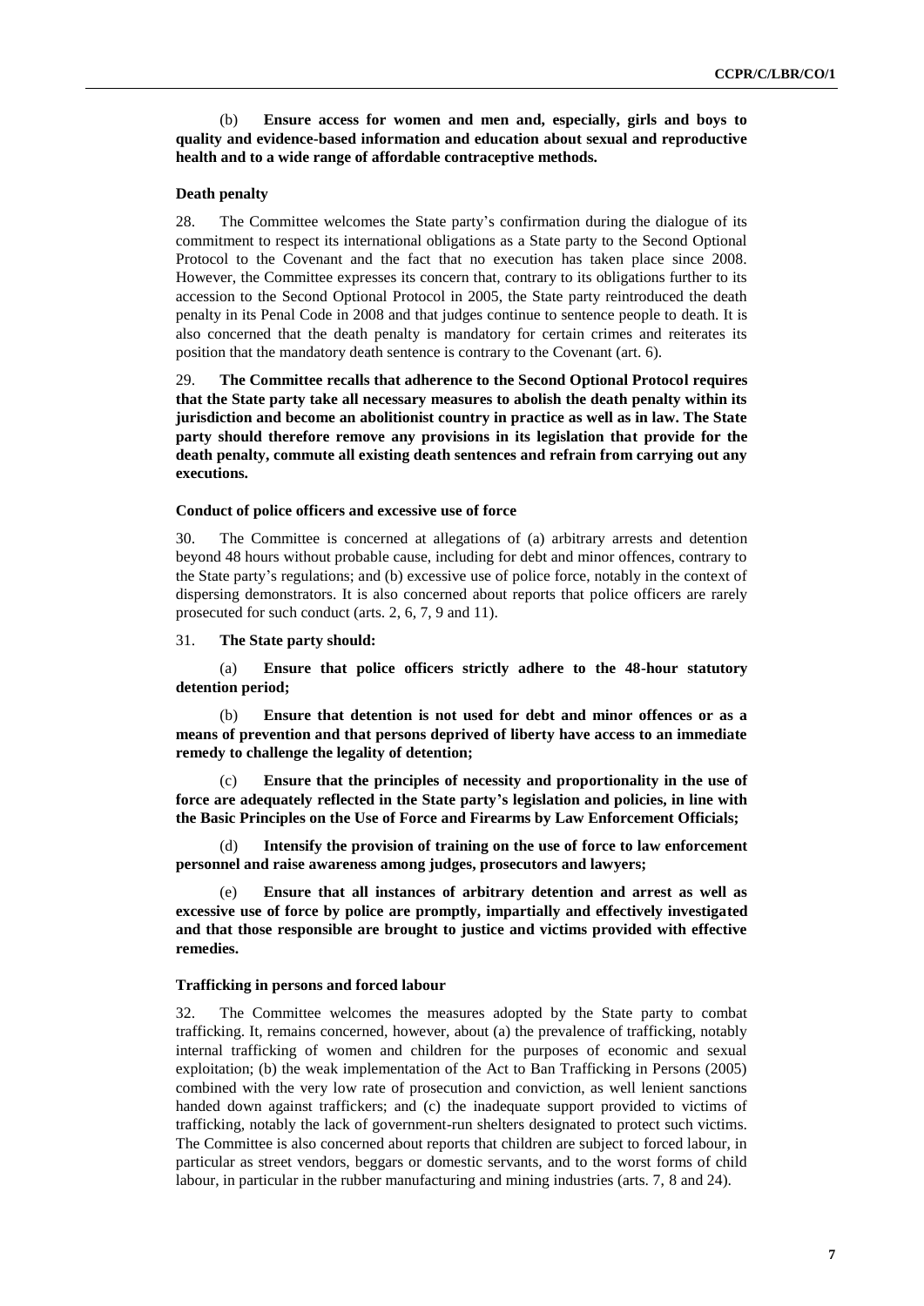(b) **Ensure access for women and men and, especially, girls and boys to quality and evidence-based information and education about sexual and reproductive health and to a wide range of affordable contraceptive methods.**

### Death penalty

28. The Committee welcomes the State party's confirmation during the dialogue of its commitment to respect its international obligations as a State party to the Second Optional Protocol to the Covenant and the fact that no execution has taken place since 2008. However, the Committee expresses its concern that, contrary to its obligations further to its accession to the Second Optional Protocol in 2005, the State party reintroduced the death penalty in its Penal Code in 2008 and that judges continue to sentence people to death. It is also concerned that the death penalty is mandatory for certain crimes and reiterates its position that the mandatory death sentence is contrary to the Covenant (art. 6).

29. **The Committee recalls that adherence to the Second Optional Protocol requires that the State party take all necessary measures to abolish the death penalty within its jurisdiction and become an abolitionist country in practice as well as in law. The State party should therefore remove any provisions in its legislation that provide for the death penalty, commute all existing death sentences and refrain from carrying out any executions.**

### Conduct of police officers and excessive use of force

30. The Committee is concerned at allegations of (a) arbitrary arrests and detention beyond 48 hours without probable cause, including for debt and minor offences, contrary to the State party's regulations; and (b) excessive use of police force, notably in the context of dispersing demonstrators. It is also concerned about reports that police officers are rarely prosecuted for such conduct (arts. 2, 6, 7, 9 and 11).

31. **The State party should:**

(a) **Ensure that police officers strictly adhere to the 48-hour statutory detention period;**

(b) **Ensure that detention is not used for debt and minor offences or as a means of prevention and that persons deprived of liberty have access to an immediate remedy to challenge the legality of detention;**

(c) **Ensure that the principles of necessity and proportionality in the use of force are adequately reflected in the State party's legislation and policies, in line with the Basic Principles on the Use of Force and Firearms by Law Enforcement Officials;**

(d) **Intensify the provision of training on the use of force to law enforcement personnel and raise awareness among judges, prosecutors and lawyers;**

(e) **Ensure that all instances of arbitrary detention and arrest as well as excessive use of force by police are promptly, impartially and effectively investigated and that those responsible are brought to justice and victims provided with effective remedies.**

### Trafficking in persons and forced labour

32. The Committee welcomes the measures adopted by the State party to combat trafficking. It, remains concerned, however, about (a) the prevalence of trafficking, notably internal trafficking of women and children for the purposes of economic and sexual exploitation; (b) the weak implementation of the Act to Ban Trafficking in Persons (2005) combined with the very low rate of prosecution and conviction, as well lenient sanctions handed down against traffickers; and (c) the inadequate support provided to victims of trafficking, notably the lack of government-run shelters designated to protect such victims. The Committee is also concerned about reports that children are subject to forced labour, in particular as street vendors, beggars or domestic servants, and to the worst forms of child labour, in particular in the rubber manufacturing and mining industries (arts. 7, 8 and 24).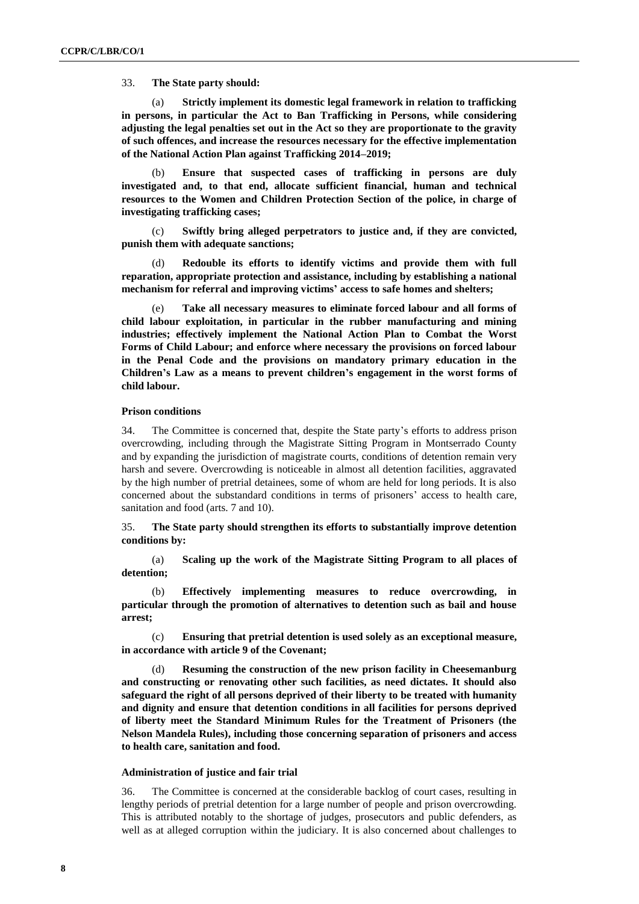33. **The State party should:**

(a) **Strictly implement its domestic legal framework in relation to trafficking in persons, in particular the Act to Ban Trafficking in Persons, while considering adjusting the legal penalties set out in the Act so they are proportionate to the gravity of such offences, and increase the resources necessary for the effective implementation of the National Action Plan against Trafficking 2014–2019;**

(b) **Ensure that suspected cases of trafficking in persons are duly investigated and, to that end, allocate sufficient financial, human and technical resources to the Women and Children Protection Section of the police, in charge of investigating trafficking cases;**

(c) **Swiftly bring alleged perpetrators to justice and, if they are convicted, punish them with adequate sanctions;**

(d) **Redouble its efforts to identify victims and provide them with full reparation, appropriate protection and assistance, including by establishing a national mechanism for referral and improving victims' access to safe homes and shelters;**

(e) **Take all necessary measures to eliminate forced labour and all forms of child labour exploitation, in particular in the rubber manufacturing and mining industries; effectively implement the National Action Plan to Combat the Worst Forms of Child Labour; and enforce where necessary the provisions on forced labour in the Penal Code and the provisions on mandatory primary education in the Children's Law as a means to prevent children's engagement in the worst forms of child labour.**

### Prison conditions

34. The Committee is concerned that, despite the State party's efforts to address prison overcrowding, including through the Magistrate Sitting Program in Montserrado County and by expanding the jurisdiction of magistrate courts, conditions of detention remain very harsh and severe. Overcrowding is noticeable in almost all detention facilities, aggravated by the high number of pretrial detainees, some of whom are held for long periods. It is also concerned about the substandard conditions in terms of prisoners' access to health care, sanitation and food (arts. 7 and 10).

35. **The State party should strengthen its efforts to substantially improve detention conditions by:**

(a) **Scaling up the work of the Magistrate Sitting Program to all places of detention;**

(b) **Effectively implementing measures to reduce overcrowding, in particular through the promotion of alternatives to detention such as bail and house arrest;**

(c) **Ensuring that pretrial detention is used solely as an exceptional measure, in accordance with article 9 of the Covenant;**

(d) **Resuming the construction of the new prison facility in Cheesemanburg and constructing or renovating other such facilities, as need dictates. It should also safeguard the right of all persons deprived of their liberty to be treated with humanity and dignity and ensure that detention conditions in all facilities for persons deprived of liberty meet the Standard Minimum Rules for the Treatment of Prisoners (the Nelson Mandela Rules), including those concerning separation of prisoners and access to health care, sanitation and food.**

### Administration of justice and fair trial

36. The Committee is concerned at the considerable backlog of court cases, resulting in lengthy periods of pretrial detention for a large number of people and prison overcrowding. This is attributed notably to the shortage of judges, prosecutors and public defenders, as well as at alleged corruption within the judiciary. It is also concerned about challenges to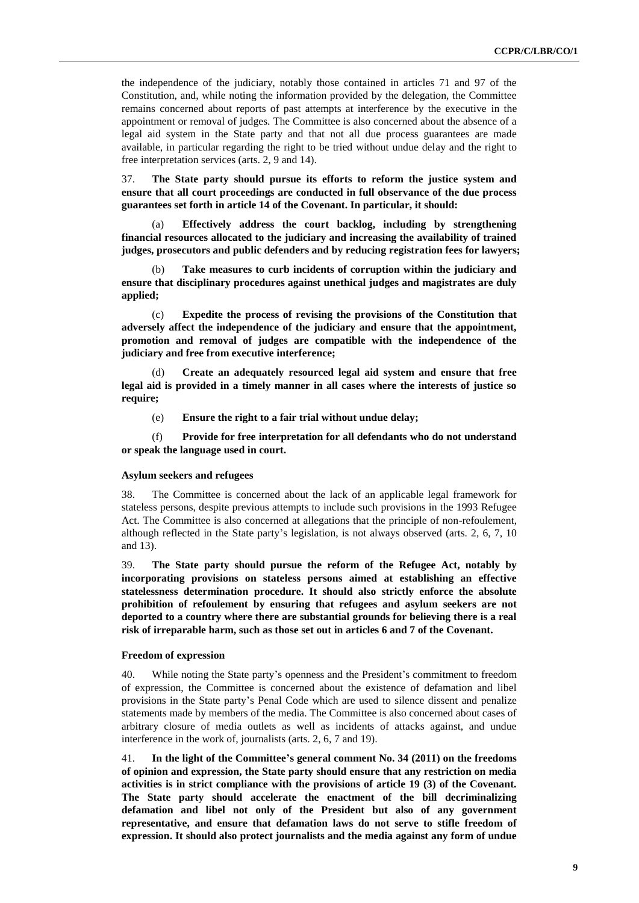the independence of the judiciary, notably those contained in articles 71 and 97 of the Constitution, and, while noting the information provided by the delegation, the Committee remains concerned about reports of past attempts at interference by the executive in the appointment or removal of judges. The Committee is also concerned about the absence of a legal aid system in the State party and that not all due process guarantees are made available, in particular regarding the right to be tried without undue delay and the right to free interpretation services (arts. 2, 9 and 14).

37. **The State party should pursue its efforts to reform the justice system and ensure that all court proceedings are conducted in full observance of the due process guarantees set forth in article 14 of the Covenant. In particular, it should:**

(a) **Effectively address the court backlog, including by strengthening financial resources allocated to the judiciary and increasing the availability of trained judges, prosecutors and public defenders and by reducing registration fees for lawyers;**

(b) **Take measures to curb incidents of corruption within the judiciary and ensure that disciplinary procedures against unethical judges and magistrates are duly applied;**

(c) **Expedite the process of revising the provisions of the Constitution that adversely affect the independence of the judiciary and ensure that the appointment, promotion and removal of judges are compatible with the independence of the judiciary and free from executive interference;**

(d) **Create an adequately resourced legal aid system and ensure that free legal aid is provided in a timely manner in all cases where the interests of justice so require;**

(e) **Ensure the right to a fair trial without undue delay;**

(f) **Provide for free interpretation for all defendants who do not understand or speak the language used in court.**

#### Asylum seekers and refugees

38. The Committee is concerned about the lack of an applicable legal framework for stateless persons, despite previous attempts to include such provisions in the 1993 Refugee Act. The Committee is also concerned at allegations that the principle of non-refoulement, although reflected in the State party's legislation, is not always observed (arts. 2, 6, 7, 10 and 13).

39. **The State party should pursue the reform of the Refugee Act, notably by incorporating provisions on stateless persons aimed at establishing an effective statelessness determination procedure. It should also strictly enforce the absolute prohibition of refoulement by ensuring that refugees and asylum seekers are not deported to a country where there are substantial grounds for believing there is a real risk of irreparable harm, such as those set out in articles 6 and 7 of the Covenant.**

#### Freedom of expression

40. While noting the State party's openness and the President's commitment to freedom of expression, the Committee is concerned about the existence of defamation and libel provisions in the State party's Penal Code which are used to silence dissent and penalize statements made by members of the media. The Committee is also concerned about cases of arbitrary closure of media outlets as well as incidents of attacks against, and undue interference in the work of, journalists (arts. 2, 6, 7 and 19).

41. **In the light of the Committee's general comment No. 34 (2011) on the freedoms of opinion and expression, the State party should ensure that any restriction on media activities is in strict compliance with the provisions of article 19 (3) of the Covenant. The State party should accelerate the enactment of the bill decriminalizing defamation and libel not only of the President but also of any government representative, and ensure that defamation laws do not serve to stifle freedom of expression. It should also protect journalists and the media against any form of undue**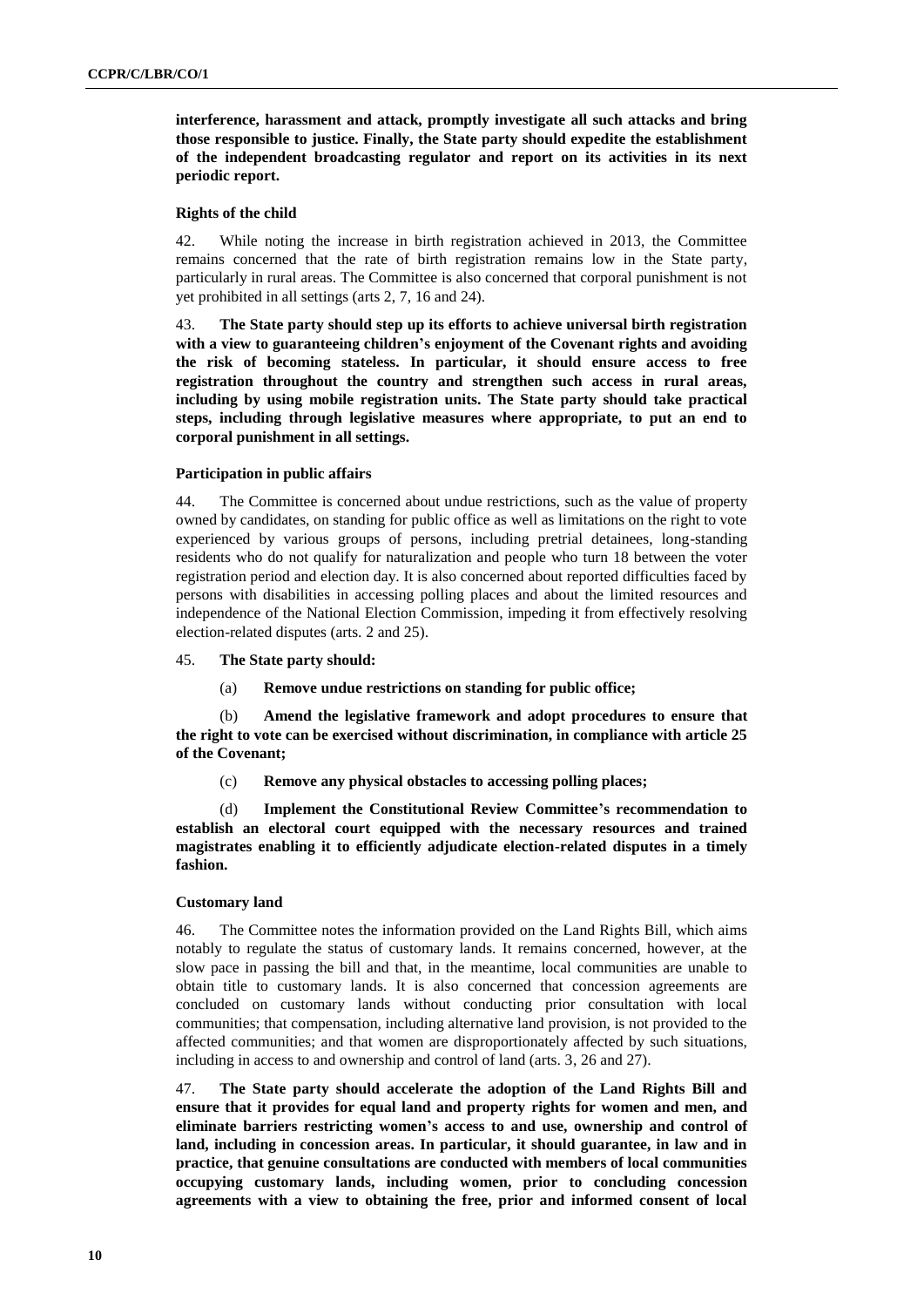**interference, harassment and attack, promptly investigate all such attacks and bring those responsible to justice. Finally, the State party should expedite the establishment of the independent broadcasting regulator and report on its activities in its next periodic report.**

### Rights of the child

42. While noting the increase in birth registration achieved in 2013, the Committee remains concerned that the rate of birth registration remains low in the State party, particularly in rural areas. The Committee is also concerned that corporal punishment is not yet prohibited in all settings (arts 2, 7, 16 and 24).

43. **The State party should step up its efforts to achieve universal birth registration with a view to guaranteeing children's enjoyment of the Covenant rights and avoiding the risk of becoming stateless. In particular, it should ensure access to free registration throughout the country and strengthen such access in rural areas, including by using mobile registration units. The State party should take practical steps, including through legislative measures where appropriate, to put an end to corporal punishment in all settings.**

### Participation in public affairs

44. The Committee is concerned about undue restrictions, such as the value of property owned by candidates, on standing for public office as well as limitations on the right to vote experienced by various groups of persons, including pretrial detainees, long-standing residents who do not qualify for naturalization and people who turn 18 between the voter registration period and election day. It is also concerned about reported difficulties faced by persons with disabilities in accessing polling places and about the limited resources and independence of the National Election Commission, impeding it from effectively resolving election-related disputes (arts. 2 and 25).

45. **The State party should:**

(a) **Remove undue restrictions on standing for public office;**

(b) **Amend the legislative framework and adopt procedures to ensure that the right to vote can be exercised without discrimination, in compliance with article 25 of the Covenant;**

(c) **Remove any physical obstacles to accessing polling places;**

(d) **Implement the Constitutional Review Committee's recommendation to establish an electoral court equipped with the necessary resources and trained magistrates enabling it to efficiently adjudicate election-related disputes in a timely fashion.**

### Customary land

46. The Committee notes the information provided on the Land Rights Bill, which aims notably to regulate the status of customary lands. It remains concerned, however, at the slow pace in passing the bill and that, in the meantime, local communities are unable to obtain title to customary lands. It is also concerned that concession agreements are concluded on customary lands without conducting prior consultation with local communities; that compensation, including alternative land provision, is not provided to the affected communities; and that women are disproportionately affected by such situations, including in access to and ownership and control of land (arts. 3, 26 and 27).

47. **The State party should accelerate the adoption of the Land Rights Bill and ensure that it provides for equal land and property rights for women and men, and eliminate barriers restricting women's access to and use, ownership and control of land, including in concession areas. In particular, it should guarantee, in law and in practice, that genuine consultations are conducted with members of local communities occupying customary lands, including women, prior to concluding concession agreements with a view to obtaining the free, prior and informed consent of local**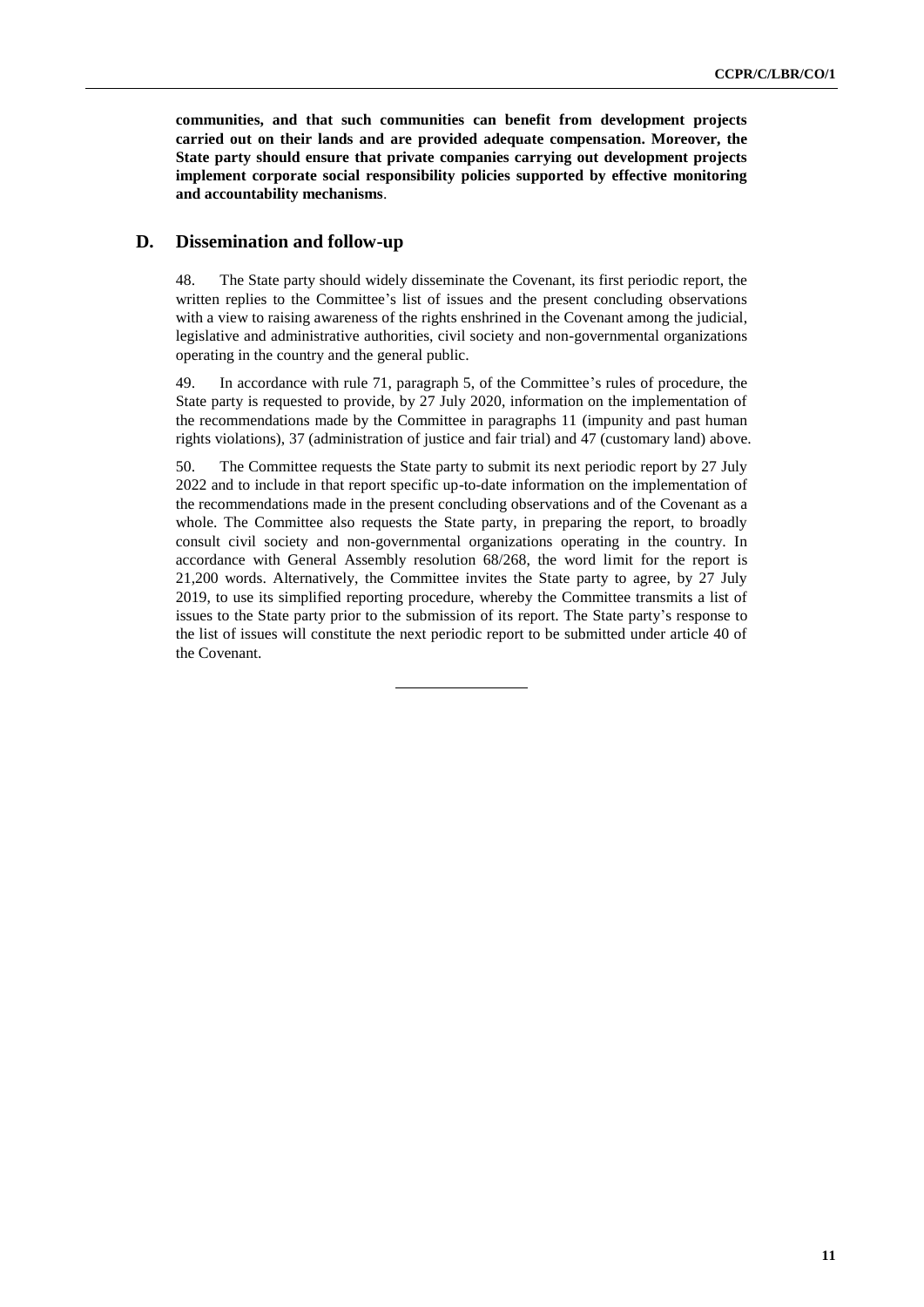**communities, and that such communities can benefit from development projects carried out on their lands and are provided adequate compensation. Moreover, the State party should ensure that private companies carrying out development projects implement corporate social responsibility policies supported by effective monitoring and accountability mechanisms**.

## D. Dissemination and follow-up

48. The State party should widely disseminate the Covenant, its first periodic report, the written replies to the Committee's list of issues and the present concluding observations with a view to raising awareness of the rights enshrined in the Covenant among the judicial, legislative and administrative authorities, civil society and non-governmental organizations operating in the country and the general public.

49. In accordance with rule 71, paragraph 5, of the Committee's rules of procedure, the State party is requested to provide, by 27 July 2020, information on the implementation of the recommendations made by the Committee in paragraphs 11 (impunity and past human rights violations), 37 (administration of justice and fair trial) and 47 (customary land) above.

50. The Committee requests the State party to submit its next periodic report by 27 July 2022 and to include in that report specific up-to-date information on the implementation of the recommendations made in the present concluding observations and of the Covenant as a whole. The Committee also requests the State party, in preparing the report, to broadly consult civil society and non-governmental organizations operating in the country. In accordance with General Assembly resolution 68/268, the word limit for the report is 21,200 words. Alternatively, the Committee invites the State party to agree, by 27 July 2019, to use its simplified reporting procedure, whereby the Committee transmits a list of issues to the State party prior to the submission of its report. The State party's response to the list of issues will constitute the next periodic report to be submitted under article 40 of the Covenant.